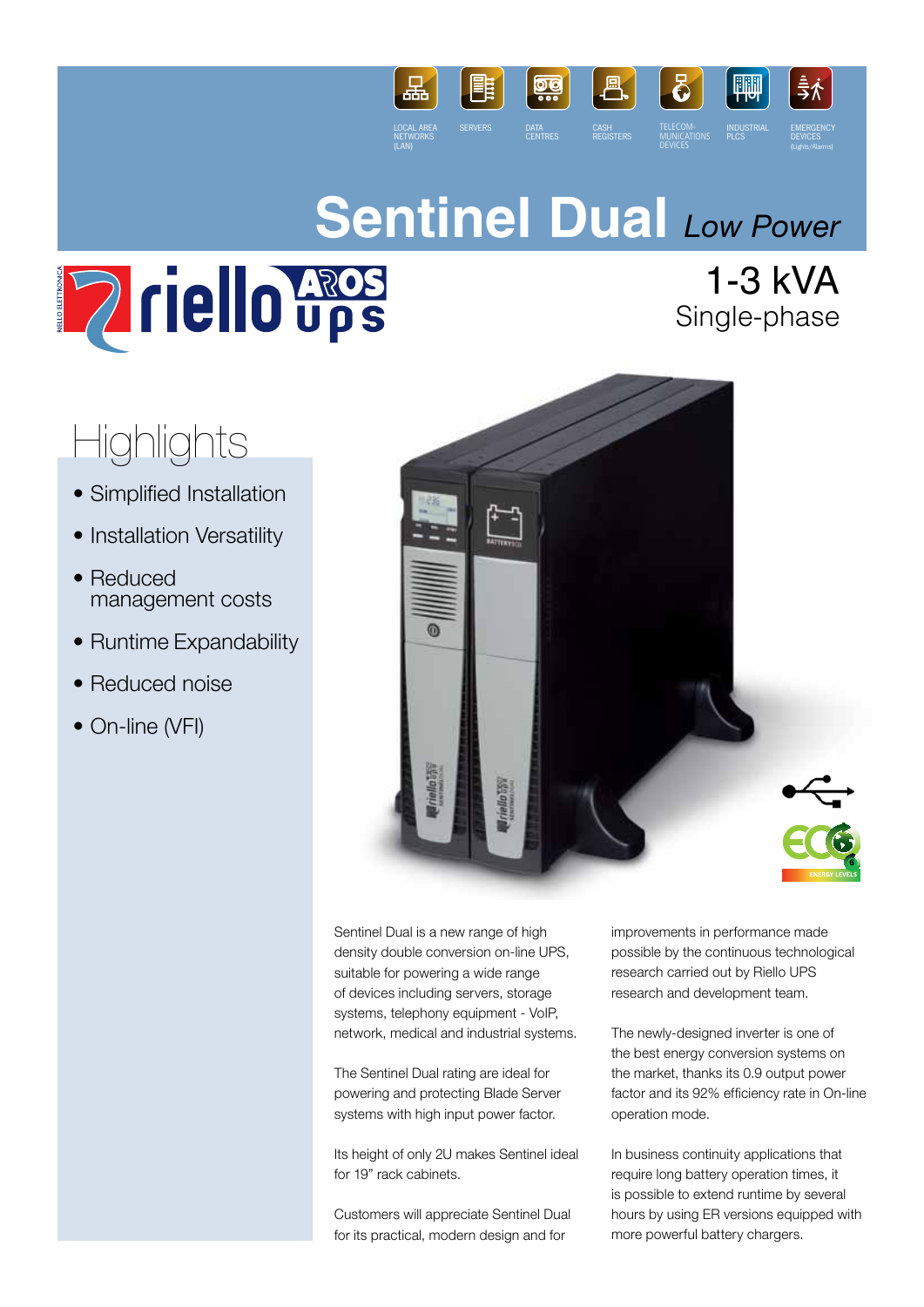LOCAL AREA NETWORKS (LAN) | SERVERS | DATA CENTRES | CASH REGISTERS | TELECOM-MUNICATIONS DEVICES | INDUSTRIAL PLCS | EMERGENCY DEVICES (Lights/Alarms)

# Sentinel Dual *Low Power*

## 1-3 kVA
Single-phase

## Highlights

- Simplified Installation
- Installation Versatility
- Reduced management costs
- Runtime Expandability
- Reduced noise
- On-line (VFI)

Sentinel Dual is a new range of high density double conversion on-line UPS, suitable for powering a wide range of devices including servers, storage systems, telephony equipment - VoIP, network, medical and industrial systems.

The Sentinel Dual rating are ideal for powering and protecting Blade Server systems with high input power factor.

Its height of only 2U makes Sentinel ideal for 19" rack cabinets.

Customers will appreciate Sentinel Dual for its practical, modern design and for improvements in performance made possible by the continuous technological research carried out by Riello UPS research and development team.

The newly-designed inverter is one of the best energy conversion systems on the market, thanks its 0.9 output power factor and its 92% efficiency rate in On-line operation mode.

In business continuity applications that require long battery operation times, it is possible to extend runtime by several hours by using ER versions equipped with more powerful battery chargers.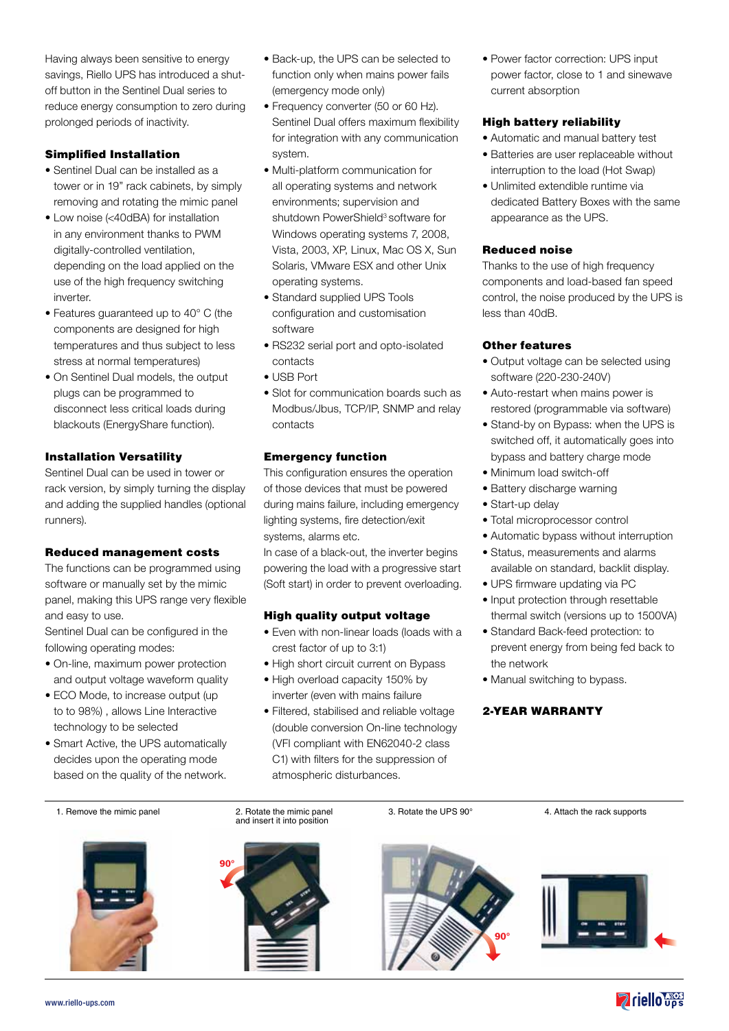Having always been sensitive to energy savings, Riello UPS has introduced a shut-off button in the Sentinel Dual series to reduce energy consumption to zero during prolonged periods of inactivity.

### Simplified Installation

- Sentinel Dual can be installed as a tower or in 19" rack cabinets, by simply removing and rotating the mimic panel
- Low noise (<40dBA) for installation in any environment thanks to PWM digitally-controlled ventilation, depending on the load applied on the use of the high frequency switching inverter.
- Features guaranteed up to 40° C (the components are designed for high temperatures and thus subject to less stress at normal temperatures)
- On Sentinel Dual models, the output plugs can be programmed to disconnect less critical loads during blackouts (EnergyShare function).

### Installation Versatility

Sentinel Dual can be used in tower or rack version, by simply turning the display and adding the supplied handles (optional runners).

### Reduced management costs

The functions can be programmed using software or manually set by the mimic panel, making this UPS range very flexible and easy to use.
Sentinel Dual can be configured in the following operating modes:

- On-line, maximum power protection and output voltage waveform quality
- ECO Mode, to increase output (up to to 98%) , allows Line Interactive technology to be selected
- Smart Active, the UPS automatically decides upon the operating mode based on the quality of the network.
- Back-up, the UPS can be selected to function only when mains power fails (emergency mode only)
- Frequency converter (50 or 60 Hz). Sentinel Dual offers maximum flexibility for integration with any communication system.
- Multi-platform communication for all operating systems and network environments; supervision and shutdown PowerShield[3] software for Windows operating systems 7, 2008, Vista, 2003, XP, Linux, Mac OS X, Sun Solaris, VMware ESX and other Unix operating systems.
- Standard supplied UPS Tools configuration and customisation software
- RS232 serial port and opto-isolated contacts
- USB Port
- Slot for communication boards such as Modbus/Jbus, TCP/IP, SNMP and relay contacts

### Emergency function

This configuration ensures the operation of those devices that must be powered during mains failure, including emergency lighting systems, fire detection/exit systems, alarms etc.
In case of a black-out, the inverter begins powering the load with a progressive start (Soft start) in order to prevent overloading.

### High quality output voltage

- Even with non-linear loads (loads with a crest factor of up to 3:1)
- High short circuit current on Bypass
- High overload capacity 150% by inverter (even with mains failure
- Filtered, stabilised and reliable voltage (double conversion On-line technology (VFI compliant with EN62040-2 class C1) with filters for the suppression of atmospheric disturbances.
- Power factor correction: UPS input power factor, close to 1 and sinewave current absorption

### High battery reliability

- Automatic and manual battery test
- Batteries are user replaceable without interruption to the load (Hot Swap)
- Unlimited extendible runtime via dedicated Battery Boxes with the same appearance as the UPS.

### Reduced noise

Thanks to the use of high frequency components and load-based fan speed control, the noise produced by the UPS is less than 40dB.

### Other features

- Output voltage can be selected using software (220-230-240V)
- Auto-restart when mains power is restored (programmable via software)
- Stand-by on Bypass: when the UPS is switched off, it automatically goes into bypass and battery charge mode
- Minimum load switch-off
- Battery discharge warning
- Start-up delay
- Total microprocessor control
- Automatic bypass without interruption
- Status, measurements and alarms available on standard, backlit display.
- UPS firmware updating via PC
- Input protection through resettable thermal switch (versions up to 1500VA)
- Standard Back-feed protection: to prevent energy from being fed back to the network
- Manual switching to bypass.

### 2-YEAR WARRANTY

1. Remove the mimic panel

2. Rotate the mimic panel and insert it into position

3. Rotate the UPS 90°

4. Attach the rack supports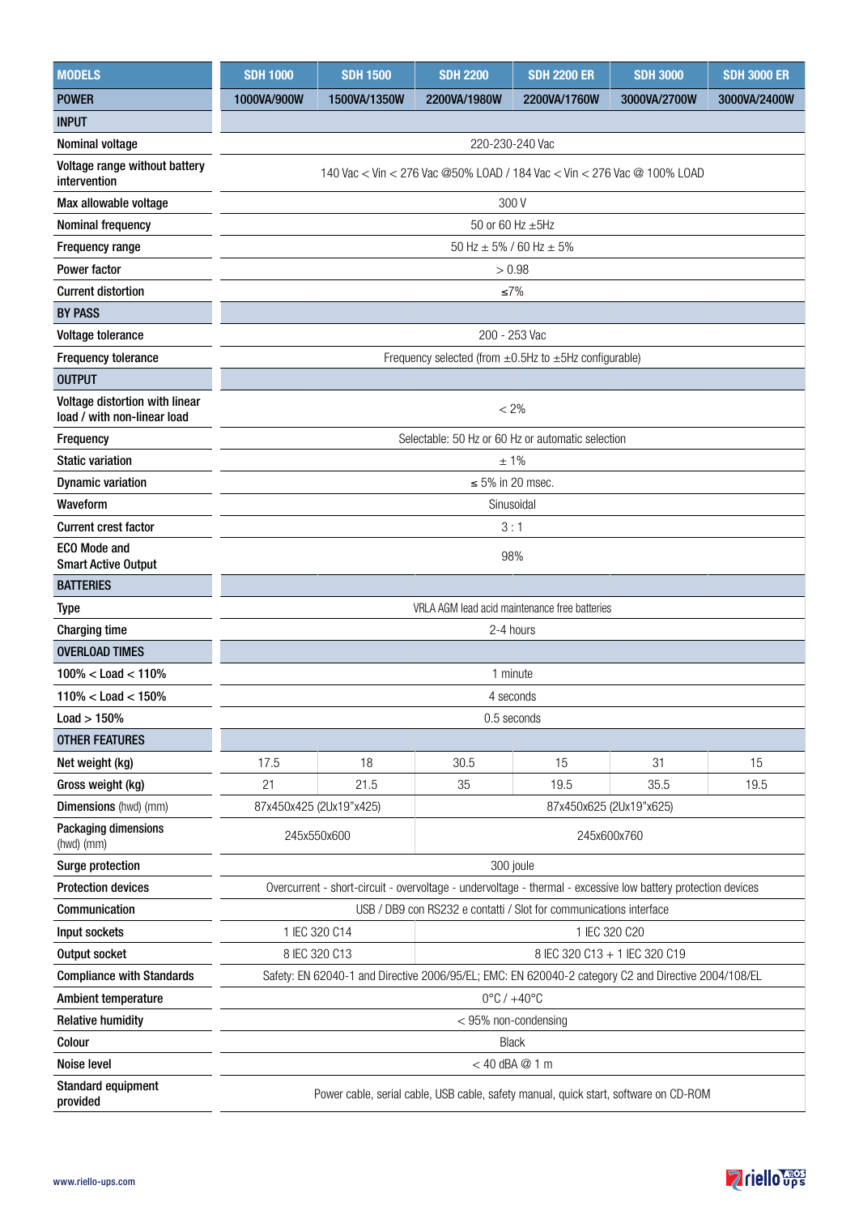| MODELS | SDH 1000 | SDH 1500 | SDH 2200 | SDH 2200 ER | SDH 3000 | SDH 3000 ER |
|---|---|---|---|---|---|---|
| POWER | 1000VA/900W | 1500VA/1350W | 2200VA/1980W | 2200VA/1760W | 3000VA/2700W | 3000VA/2400W |
| **INPUT** | | | | | | |
| Nominal voltage | 220-230-240 Vac | | | | | |
| Voltage range without battery intervention | 140 Vac < Vin < 276 Vac @50% LOAD / 184 Vac < Vin < 276 Vac @ 100% LOAD | | | | | |
| Max allowable voltage | 300 V | | | | | |
| Nominal frequency | 50 or 60 Hz ±5Hz | | | | | |
| Frequency range | 50 Hz ± 5% / 60 Hz ± 5% | | | | | |
| Power factor | > 0.98 | | | | | |
| Current distortion | ≤7% | | | | | |
| **BY PASS** | | | | | | |
| Voltage tolerance | 200 - 253 Vac | | | | | |
| Frequency tolerance | Frequency selected (from ±0.5Hz to ±5Hz configurable) | | | | | |
| **OUTPUT** | | | | | | |
| Voltage distortion with linear load / with non-linear load | < 2% | | | | | |
| Frequency | Selectable: 50 Hz or 60 Hz or automatic selection | | | | | |
| Static variation | ± 1% | | | | | |
| Dynamic variation | ≤ 5% in 20 msec. | | | | | |
| Waveform | Sinusoidal | | | | | |
| Current crest factor | 3 : 1 | | | | | |
| ECO Mode and Smart Active Output | 98% | | | | | |
| **BATTERIES** | | | | | | |
| Type | VRLA AGM lead acid maintenance free batteries | | | | | |
| Charging time | 2-4 hours | | | | | |
| **OVERLOAD TIMES** | | | | | | |
| 100% < Load < 110% | 1 minute | | | | | |
| 110% < Load < 150% | 4 seconds | | | | | |
| Load > 150% | 0.5 seconds | | | | | |
| **OTHER FEATURES** | | | | | | |
| Net weight (kg) | 17.5 | 18 | 30.5 | 15 | 31 | 15 |
| Gross weight (kg) | 21 | 21.5 | 35 | 19.5 | 35.5 | 19.5 |
| Dimensions (hwd) (mm) | 87x450x425 (2Ux19"x425) | | 87x450x625 (2Ux19"x625) | | | |
| Packaging dimensions (hwd) (mm) | 245x550x600 | | 245x600x760 | | | |
| Surge protection | 300 joule | | | | | |
| Protection devices | Overcurrent - short-circuit - overvoltage - undervoltage - thermal - excessive low battery protection devices | | | | | |
| Communication | USB / DB9 con RS232 e contatti / Slot for communications interface | | | | | |
| Input sockets | 1 IEC 320 C14 | | 1 IEC 320 C20 | | | |
| Output socket | 8 IEC 320 C13 | | 8 IEC 320 C13 + 1 IEC 320 C19 | | | |
| Compliance with Standards | Safety: EN 62040-1 and Directive 2006/95/EL; EMC: EN 620040-2 category C2 and Directive 2004/108/EL | | | | | |
| Ambient temperature | 0°C / +40°C | | | | | |
| Relative humidity | < 95% non-condensing | | | | | |
| Colour | Black | | | | | |
| Noise level | < 40 dBA @ 1 m | | | | | |
| Standard equipment provided | Power cable, serial cable, USB cable, safety manual, quick start, software on CD-ROM | | | | | |

www.riello-ups.com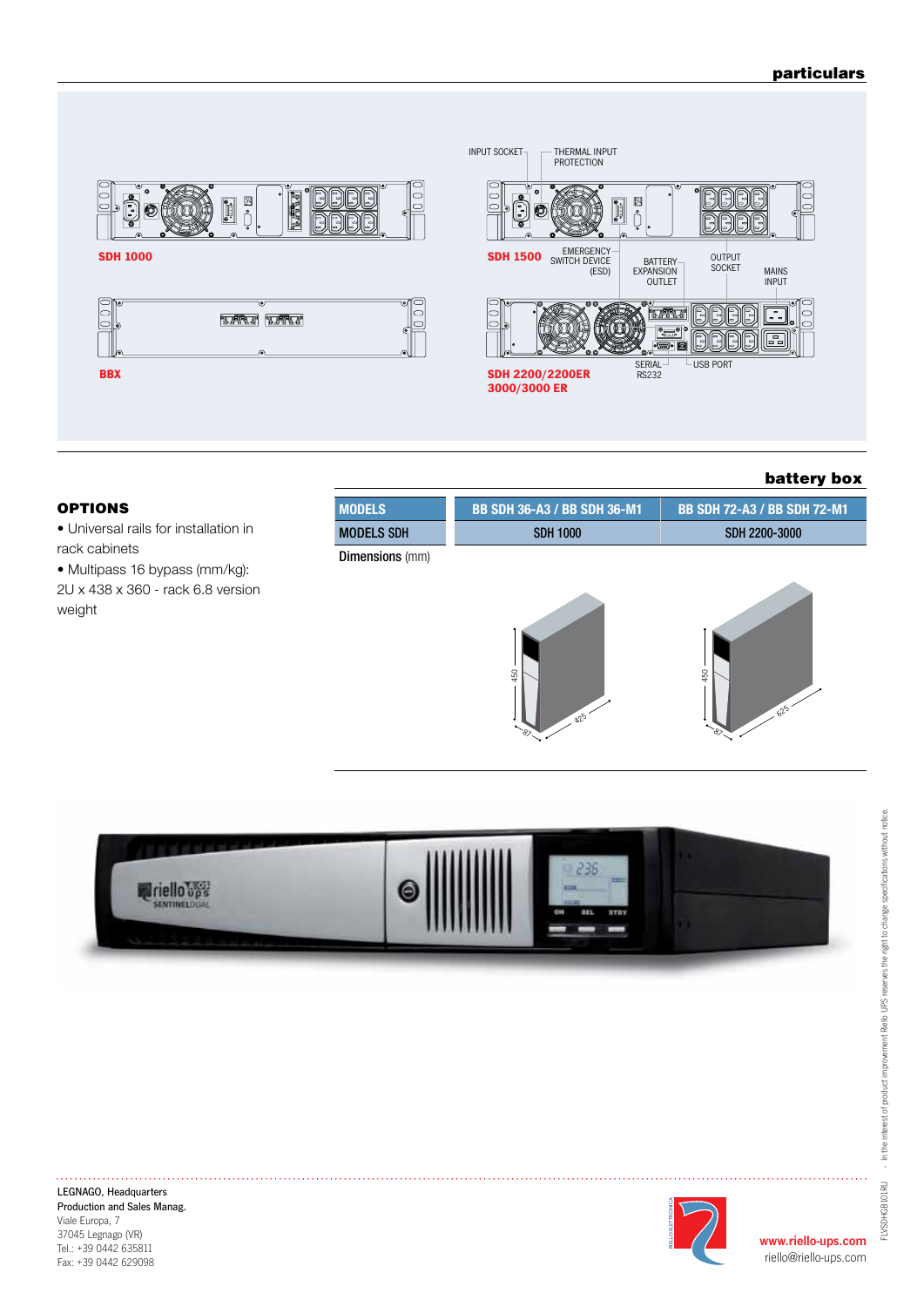## particulars

INPUT SOCKET
THERMAL INPUT PROTECTION

**SDH 1000**

**SDH 1500**
EMERGENCY SWITCH DEVICE (ESD)
BATTERY EXPANSION OUTLET
OUTPUT SOCKET
MAINS INPUT

**BBX**

**SDH 2200/2200ER 3000/3000 ER**
SERIAL RS232
USB PORT

## OPTIONS

- Universal rails for installation in rack cabinets
- Multipass 16 bypass (mm/kg): 2U x 438 x 360 - rack 6.8 version weight

## battery box

| MODELS | BB SDH 36-A3 / BB SDH 36-M1 | BB SDH 72-A3 / BB SDH 72-M1 |
|---|---|---|
| MODELS SDH | SDH 1000 | SDH 2200-3000 |
| Dimensions (mm) | | |

450
87
425

450
87
625

LEGNAGO, Headquarters
Production and Sales Manag.
Viale Europa, 7
37045 Legnago (VR)
Tel.: +39 0442 635811
Fax: +39 0442 629098

www.riello-ups.com
riello@riello-ups.com

FLVSDHGB101RU - In the interest of product improvement Riello UPS reserves the right to change specifications without notice.